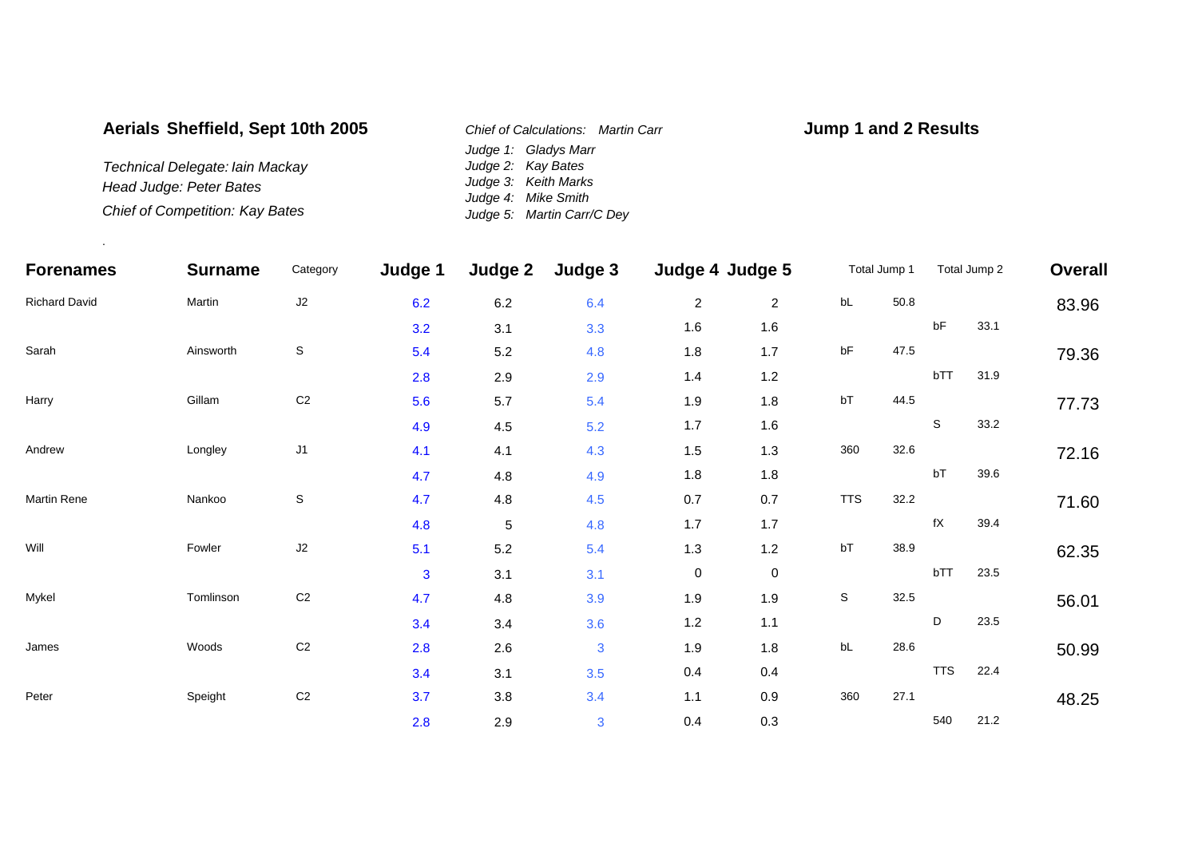**Aerials Sheffield, Sept 10th 2005**

*Technical Delegate: Iain Mackay*
*Head Judge: Peter Bates*
*Chief of Competition: Kay Bates*

*Chief of Calculations: Martin Carr*
*Judge 1: Gladys Marr*
*Judge 2: Kay Bates*
*Judge 3: Keith Marks*
*Judge 4: Mike Smith*
*Judge 5: Martin Carr/C Dey*

**Jump 1 and 2 Results**

.

| Forenames | Surname | Category | Judge 1 | Judge 2 | Judge 3 | Judge 4 | Judge 5 | Total Jump 1 | | Total Jump 2 | | Overall |
|---|---|---|---|---|---|---|---|---|---|---|---|---|
| Richard David | Martin | J2 | 6.2 | 6.2 | 6.4 | 2 | 2 | bL | 50.8 | | | 83.96 |
| | | | 3.2 | 3.1 | 3.3 | 1.6 | 1.6 | | | bF | 33.1 | |
| Sarah | Ainsworth | S | 5.4 | 5.2 | 4.8 | 1.8 | 1.7 | bF | 47.5 | | | 79.36 |
| | | | 2.8 | 2.9 | 2.9 | 1.4 | 1.2 | | | bTT | 31.9 | |
| Harry | Gillam | C2 | 5.6 | 5.7 | 5.4 | 1.9 | 1.8 | bT | 44.5 | | | 77.73 |
| | | | 4.9 | 4.5 | 5.2 | 1.7 | 1.6 | | | S | 33.2 | |
| Andrew | Longley | J1 | 4.1 | 4.1 | 4.3 | 1.5 | 1.3 | 360 | 32.6 | | | 72.16 |
| | | | 4.7 | 4.8 | 4.9 | 1.8 | 1.8 | | | bT | 39.6 | |
| Martin Rene | Nankoo | S | 4.7 | 4.8 | 4.5 | 0.7 | 0.7 | TTS | 32.2 | | | 71.60 |
| | | | 4.8 | 5 | 4.8 | 1.7 | 1.7 | | | fX | 39.4 | |
| Will | Fowler | J2 | 5.1 | 5.2 | 5.4 | 1.3 | 1.2 | bT | 38.9 | | | 62.35 |
| | | | 3 | 3.1 | 3.1 | 0 | 0 | | | bTT | 23.5 | |
| Mykel | Tomlinson | C2 | 4.7 | 4.8 | 3.9 | 1.9 | 1.9 | S | 32.5 | | | 56.01 |
| | | | 3.4 | 3.4 | 3.6 | 1.2 | 1.1 | | | D | 23.5 | |
| James | Woods | C2 | 2.8 | 2.6 | 3 | 1.9 | 1.8 | bL | 28.6 | | | 50.99 |
| | | | 3.4 | 3.1 | 3.5 | 0.4 | 0.4 | | | TTS | 22.4 | |
| Peter | Speight | C2 | 3.7 | 3.8 | 3.4 | 1.1 | 0.9 | 360 | 27.1 | | | 48.25 |
| | | | 2.8 | 2.9 | 3 | 0.4 | 0.3 | | | 540 | 21.2 | |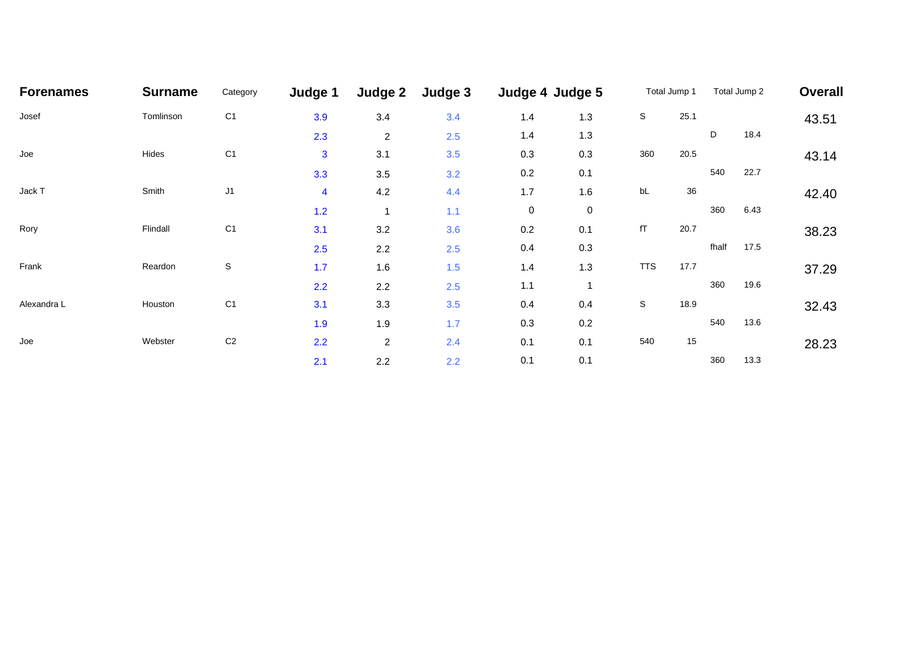| Forenames | Surname | Category | Judge 1 | Judge 2 | Judge 3 | Judge 4 | Judge 5 | Total Jump 1 | | Total Jump 2 | | Overall |
|---|---|---|---|---|---|---|---|---|---|---|---|---|
| Josef | Tomlinson | C1 | 3.9 | 3.4 | 3.4 | 1.4 | 1.3 | S | 25.1 | | | 43.51 |
| | | | 2.3 | 2 | 2.5 | 1.4 | 1.3 | | | D | 18.4 | |
| Joe | Hides | C1 | 3 | 3.1 | 3.5 | 0.3 | 0.3 | 360 | 20.5 | | | 43.14 |
| | | | 3.3 | 3.5 | 3.2 | 0.2 | 0.1 | | | 540 | 22.7 | |
| Jack T | Smith | J1 | 4 | 4.2 | 4.4 | 1.7 | 1.6 | bL | 36 | | | 42.40 |
| | | | 1.2 | 1 | 1.1 | 0 | 0 | | | 360 | 6.43 | |
| Rory | Flindall | C1 | 3.1 | 3.2 | 3.6 | 0.2 | 0.1 | fT | 20.7 | | | 38.23 |
| | | | 2.5 | 2.2 | 2.5 | 0.4 | 0.3 | | | fhalf | 17.5 | |
| Frank | Reardon | S | 1.7 | 1.6 | 1.5 | 1.4 | 1.3 | TTS | 17.7 | | | 37.29 |
| | | | 2.2 | 2.2 | 2.5 | 1.1 | 1 | | | 360 | 19.6 | |
| Alexandra L | Houston | C1 | 3.1 | 3.3 | 3.5 | 0.4 | 0.4 | S | 18.9 | | | 32.43 |
| | | | 1.9 | 1.9 | 1.7 | 0.3 | 0.2 | | | 540 | 13.6 | |
| Joe | Webster | C2 | 2.2 | 2 | 2.4 | 0.1 | 0.1 | 540 | 15 | | | 28.23 |
| | | | 2.1 | 2.2 | 2.2 | 0.1 | 0.1 | | | 360 | 13.3 | |